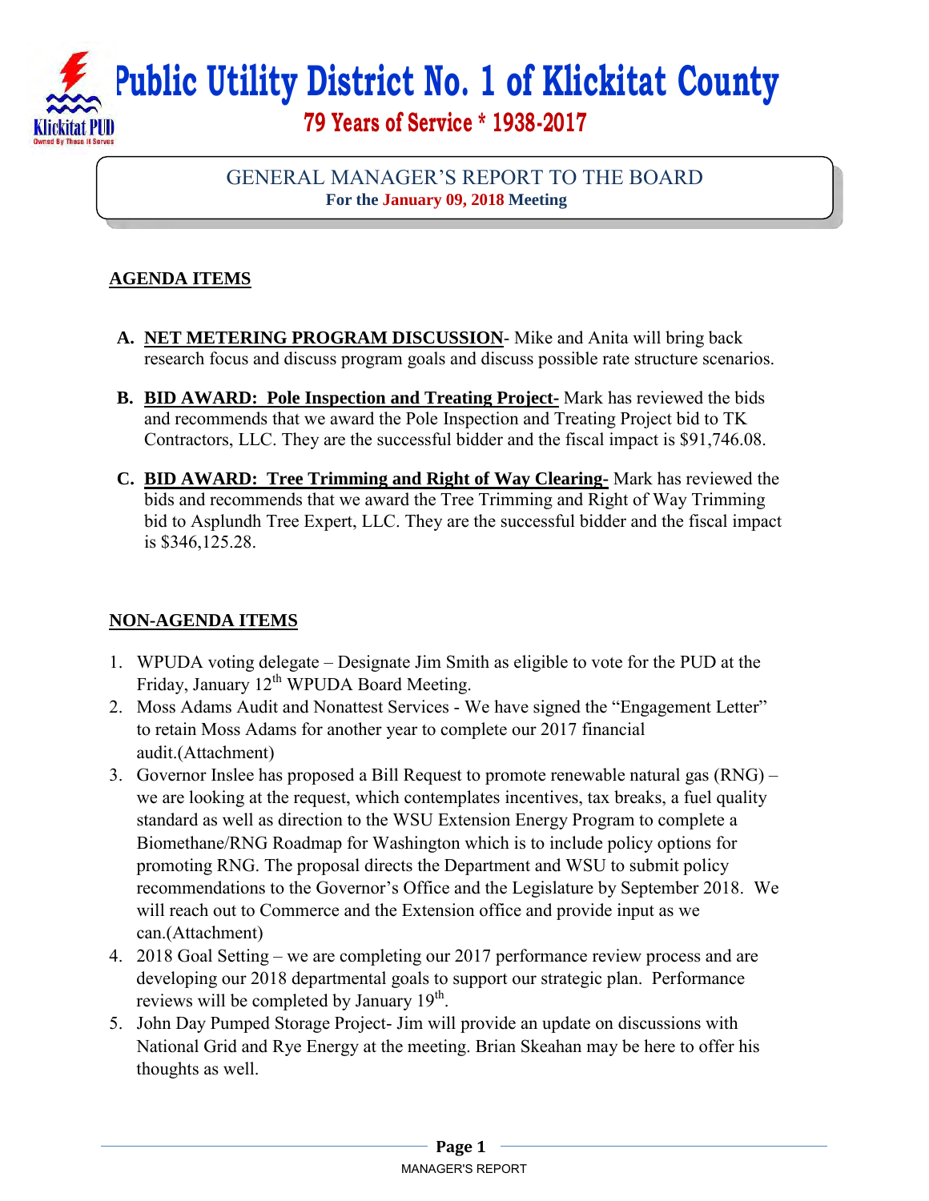# Public Utility District No. 1 of Klickitat County

## 79 Years of Service * 1938-2017

GENERAL MANAGER'S REPORT TO THE BOARD
**For the January 09, 2018 Meeting**

## AGENDA ITEMS

**A.** **NET METERING PROGRAM DISCUSSION**- Mike and Anita will bring back research focus and discuss program goals and discuss possible rate structure scenarios.

**B.** **BID AWARD: Pole Inspection and Treating Project-** Mark has reviewed the bids and recommends that we award the Pole Inspection and Treating Project bid to TK Contractors, LLC. They are the successful bidder and the fiscal impact is $91,746.08.

**C.** **BID AWARD: Tree Trimming and Right of Way Clearing-** Mark has reviewed the bids and recommends that we award the Tree Trimming and Right of Way Trimming bid to Asplundh Tree Expert, LLC. They are the successful bidder and the fiscal impact is $346,125.28.

## NON-AGENDA ITEMS

1. WPUDA voting delegate – Designate Jim Smith as eligible to vote for the PUD at the Friday, January 12th WPUDA Board Meeting.
2. Moss Adams Audit and Nonattest Services - We have signed the "Engagement Letter" to retain Moss Adams for another year to complete our 2017 financial audit.(Attachment)
3. Governor Inslee has proposed a Bill Request to promote renewable natural gas (RNG) – we are looking at the request, which contemplates incentives, tax breaks, a fuel quality standard as well as direction to the WSU Extension Energy Program to complete a Biomethane/RNG Roadmap for Washington which is to include policy options for promoting RNG. The proposal directs the Department and WSU to submit policy recommendations to the Governor's Office and the Legislature by September 2018. We will reach out to Commerce and the Extension office and provide input as we can.(Attachment)
4. 2018 Goal Setting – we are completing our 2017 performance review process and are developing our 2018 departmental goals to support our strategic plan. Performance reviews will be completed by January 19th.
5. John Day Pumped Storage Project- Jim will provide an update on discussions with National Grid and Rye Energy at the meeting. Brian Skeahan may be here to offer his thoughts as well.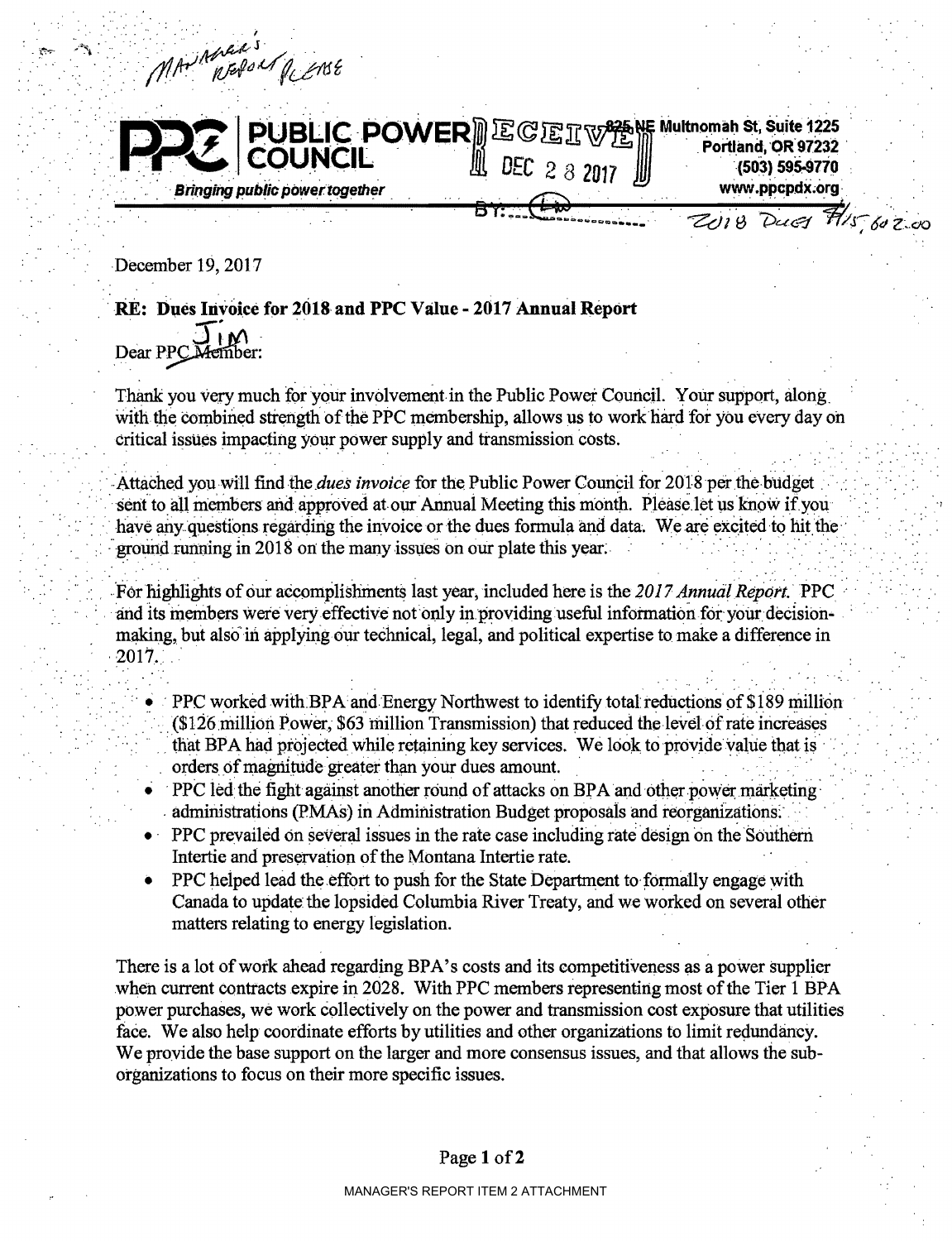Manager's Report Please

**PUBLIC POWER COUNCIL**
*Bringing public power together*

825 NE Multnomah St, Suite 1225
Portland, OR 97232
(503) 595-9770
www.ppcpdx.org

RECEIVED DEC 28 2017 BY:

2018 Dues #15,602.00

December 19, 2017

**RE: Dues Invoice for 2018 and PPC Value - 2017 Annual Report**

Dear PPC ~~Member~~ Jim:

Thank you very much for your involvement in the Public Power Council. Your support, along with the combined strength of the PPC membership, allows us to work hard for you every day on critical issues impacting your power supply and transmission costs.

Attached you will find the *dues invoice* for the Public Power Council for 2018 per the budget sent to all members and approved at our Annual Meeting this month. Please let us know if you have any questions regarding the invoice or the dues formula and data. We are excited to hit the ground running in 2018 on the many issues on our plate this year.

For highlights of our accomplishments last year, included here is the *2017 Annual Report*. PPC and its members were very effective not only in providing useful information for your decision-making, but also in applying our technical, legal, and political expertise to make a difference in 2017.

- PPC worked with BPA and Energy Northwest to identify total reductions of $189 million ($126 million Power, $63 million Transmission) that reduced the level of rate increases that BPA had projected while retaining key services. We look to provide value that is orders of magnitude greater than your dues amount.
- PPC led the fight against another round of attacks on BPA and other power marketing administrations (PMAs) in Administration Budget proposals and reorganizations.
- PPC prevailed on several issues in the rate case including rate design on the Southern Intertie and preservation of the Montana Intertie rate.
- PPC helped lead the effort to push for the State Department to formally engage with Canada to update the lopsided Columbia River Treaty, and we worked on several other matters relating to energy legislation.

There is a lot of work ahead regarding BPA's costs and its competitiveness as a power supplier when current contracts expire in 2028. With PPC members representing most of the Tier 1 BPA power purchases, we work collectively on the power and transmission cost exposure that utilities face. We also help coordinate efforts by utilities and other organizations to limit redundancy. We provide the base support on the larger and more consensus issues, and that allows the sub-organizations to focus on their more specific issues.

MANAGER'S REPORT ITEM 2 ATTACHMENT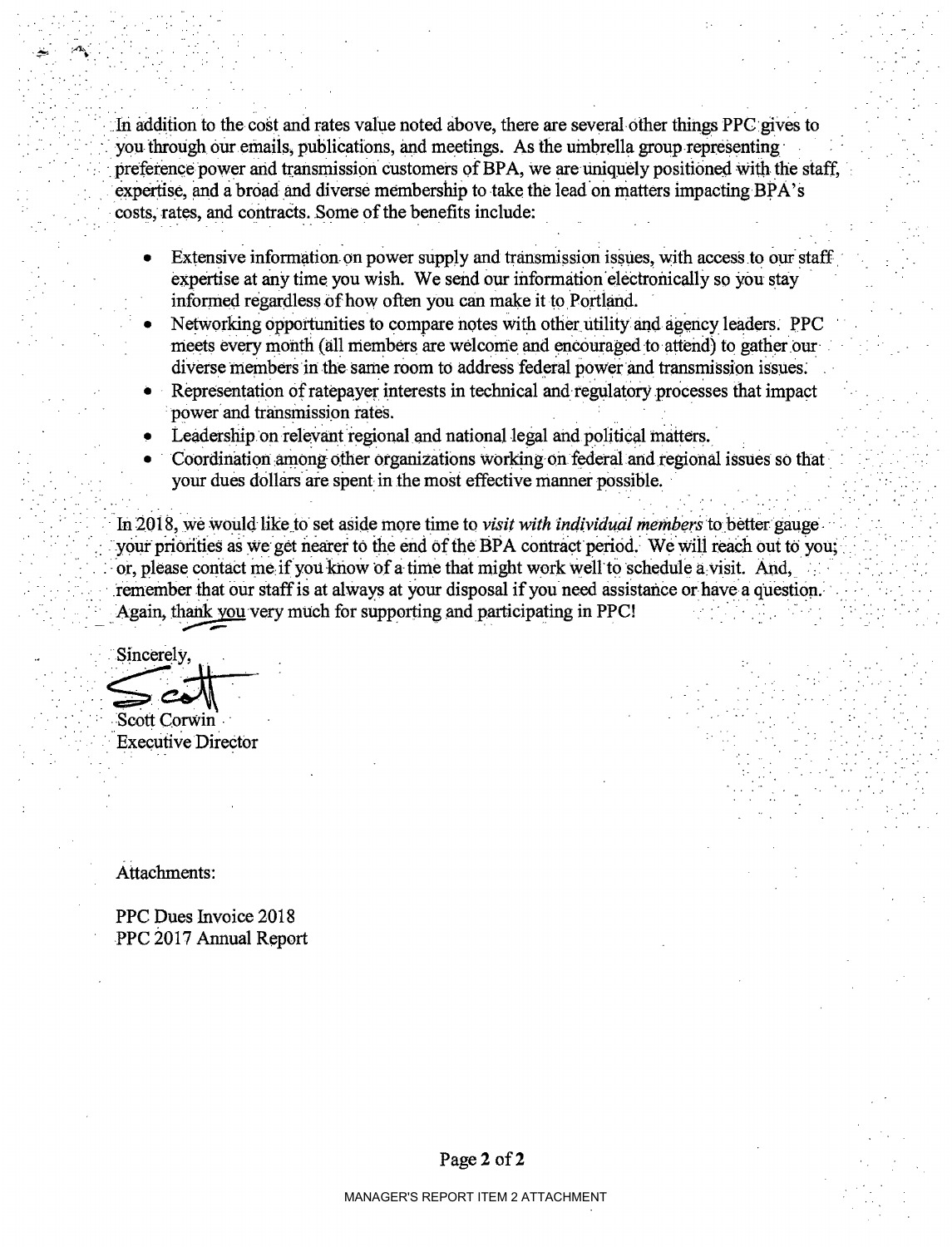In addition to the cost and rates value noted above, there are several other things PPC gives to you through our emails, publications, and meetings. As the umbrella group representing preference power and transmission customers of BPA, we are uniquely positioned with the staff, expertise, and a broad and diverse membership to take the lead on matters impacting BPA's costs, rates, and contracts. Some of the benefits include:

- Extensive information on power supply and transmission issues, with access to our staff expertise at any time you wish. We send our information electronically so you stay informed regardless of how often you can make it to Portland.
- Networking opportunities to compare notes with other utility and agency leaders. PPC meets every month (all members are welcome and encouraged to attend) to gather our diverse members in the same room to address federal power and transmission issues.
- Representation of ratepayer interests in technical and regulatory processes that impact power and transmission rates.
- Leadership on relevant regional and national legal and political matters.
- Coordination among other organizations working on federal and regional issues so that your dues dollars are spent in the most effective manner possible.

In 2018, we would like to set aside more time to *visit with individual members* to better gauge your priorities as we get nearer to the end of the BPA contract period. We will reach out to you; or, please contact me if you know of a time that might work well to schedule a visit. And, remember that our staff is at always at your disposal if you need assistance or have a question. Again, thank you very much for supporting and participating in PPC!

Sincerely,

Scott

Scott Corwin
Executive Director

Attachments:

PPC Dues Invoice 2018
PPC 2017 Annual Report

MANAGER'S REPORT ITEM 2 ATTACHMENT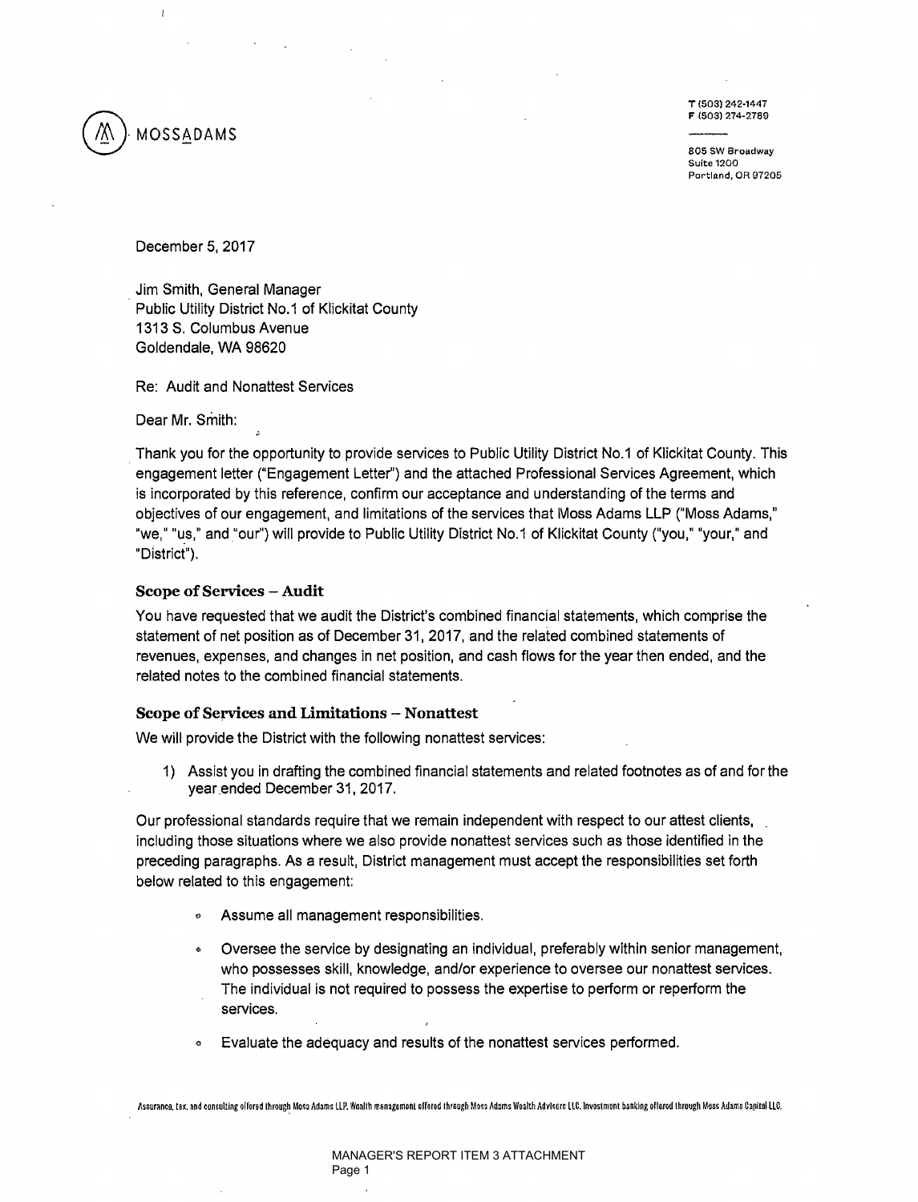MOSSADAMS

T (503) 242-1447
F (503) 274-2789

805 SW Broadway
Suite 1200
Portland, OR 97205

December 5, 2017

Jim Smith, General Manager
Public Utility District No.1 of Klickitat County
1313 S. Columbus Avenue
Goldendale, WA 98620

Re: Audit and Nonattest Services

Dear Mr. Smith:

Thank you for the opportunity to provide services to Public Utility District No.1 of Klickitat County. This engagement letter ("Engagement Letter") and the attached Professional Services Agreement, which is incorporated by this reference, confirm our acceptance and understanding of the terms and objectives of our engagement, and limitations of the services that Moss Adams LLP ("Moss Adams," "we," "us," and "our") will provide to Public Utility District No.1 of Klickitat County ("you," "your," and "District").

### Scope of Services – Audit

You have requested that we audit the District's combined financial statements, which comprise the statement of net position as of December 31, 2017, and the related combined statements of revenues, expenses, and changes in net position, and cash flows for the year then ended, and the related notes to the combined financial statements.

### Scope of Services and Limitations – Nonattest

We will provide the District with the following nonattest services:

1) Assist you in drafting the combined financial statements and related footnotes as of and for the year ended December 31, 2017.

Our professional standards require that we remain independent with respect to our attest clients, including those situations where we also provide nonattest services such as those identified in the preceding paragraphs. As a result, District management must accept the responsibilities set forth below related to this engagement:

- Assume all management responsibilities.
- Oversee the service by designating an individual, preferably within senior management, who possesses skill, knowledge, and/or experience to oversee our nonattest services. The individual is not required to possess the expertise to perform or reperform the services.
- Evaluate the adequacy and results of the nonattest services performed.

Assurance, tax, and consulting offered through Moss Adams LLP. Wealth management offered through Moss Adams Wealth Advisors LLC. Investment banking offered through Moss Adams Capital LLC.

MANAGER'S REPORT ITEM 3 ATTACHMENT
Page 1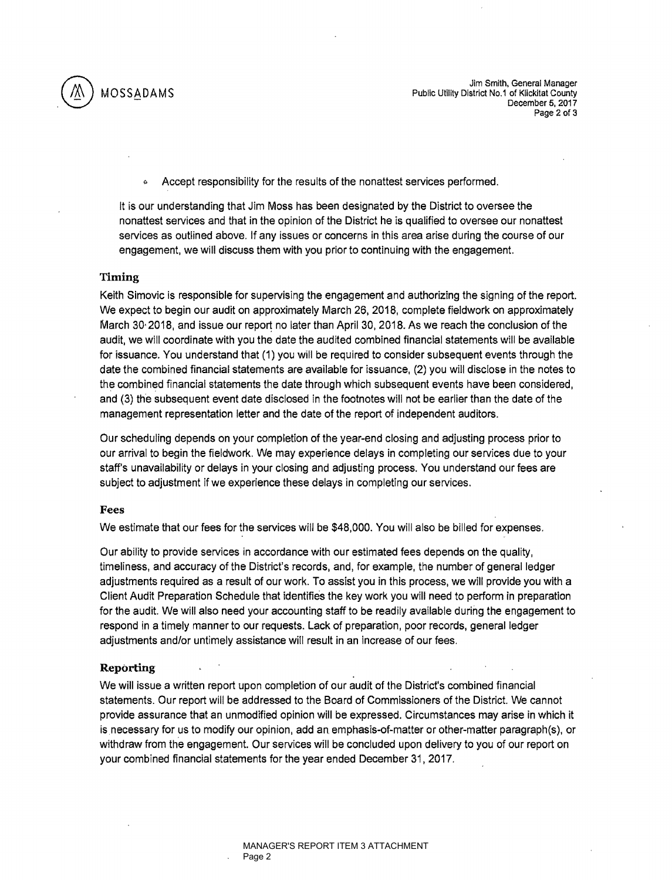- Accept responsibility for the results of the nonattest services performed.

It is our understanding that Jim Moss has been designated by the District to oversee the nonattest services and that in the opinion of the District he is qualified to oversee our nonattest services as outlined above. If any issues or concerns in this area arise during the course of our engagement, we will discuss them with you prior to continuing with the engagement.

## Timing

Keith Simovic is responsible for supervising the engagement and authorizing the signing of the report. We expect to begin our audit on approximately March 26, 2018, complete fieldwork on approximately March 30 2018, and issue our report no later than April 30, 2018. As we reach the conclusion of the audit, we will coordinate with you the date the audited combined financial statements will be available for issuance. You understand that (1) you will be required to consider subsequent events through the date the combined financial statements are available for issuance, (2) you will disclose in the notes to the combined financial statements the date through which subsequent events have been considered, and (3) the subsequent event date disclosed in the footnotes will not be earlier than the date of the management representation letter and the date of the report of independent auditors.

Our scheduling depends on your completion of the year-end closing and adjusting process prior to our arrival to begin the fieldwork. We may experience delays in completing our services due to your staff's unavailability or delays in your closing and adjusting process. You understand our fees are subject to adjustment if we experience these delays in completing our services.

## Fees

We estimate that our fees for the services will be $48,000. You will also be billed for expenses.

Our ability to provide services in accordance with our estimated fees depends on the quality, timeliness, and accuracy of the District's records, and, for example, the number of general ledger adjustments required as a result of our work. To assist you in this process, we will provide you with a Client Audit Preparation Schedule that identifies the key work you will need to perform in preparation for the audit. We will also need your accounting staff to be readily available during the engagement to respond in a timely manner to our requests. Lack of preparation, poor records, general ledger adjustments and/or untimely assistance will result in an increase of our fees.

## Reporting

We will issue a written report upon completion of our audit of the District's combined financial statements. Our report will be addressed to the Board of Commissioners of the District. We cannot provide assurance that an unmodified opinion will be expressed. Circumstances may arise in which it is necessary for us to modify our opinion, add an emphasis-of-matter or other-matter paragraph(s), or withdraw from the engagement. Our services will be concluded upon delivery to you of our report on your combined financial statements for the year ended December 31, 2017.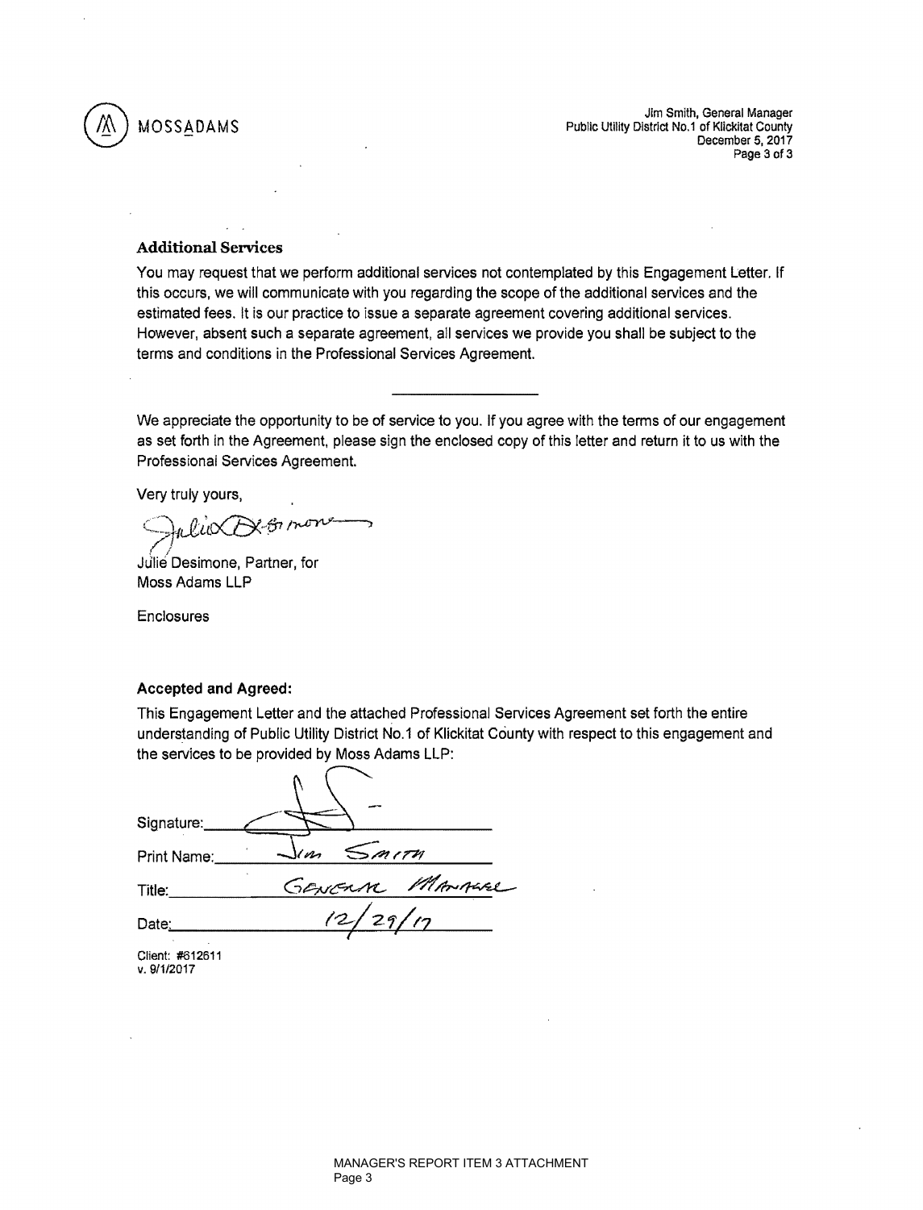### Additional Services

You may request that we perform additional services not contemplated by this Engagement Letter. If this occurs, we will communicate with you regarding the scope of the additional services and the estimated fees. It is our practice to issue a separate agreement covering additional services. However, absent such a separate agreement, all services we provide you shall be subject to the terms and conditions in the Professional Services Agreement.

---

We appreciate the opportunity to be of service to you. If you agree with the terms of our engagement as set forth in the Agreement, please sign the enclosed copy of this letter and return it to us with the Professional Services Agreement.

Very truly yours,

Julie Desimone

Julie Desimone, Partner, for
Moss Adams LLP

Enclosures

**Accepted and Agreed:**

This Engagement Letter and the attached Professional Services Agreement set forth the entire understanding of Public Utility District No.1 of Klickitat County with respect to this engagement and the services to be provided by Moss Adams LLP:

Signature: ______________________

Print Name: Jim Smith

Title: General Manager

Date: 12/29/17

Client: #812611
v. 9/1/2017

MANAGER'S REPORT ITEM 3 ATTACHMENT